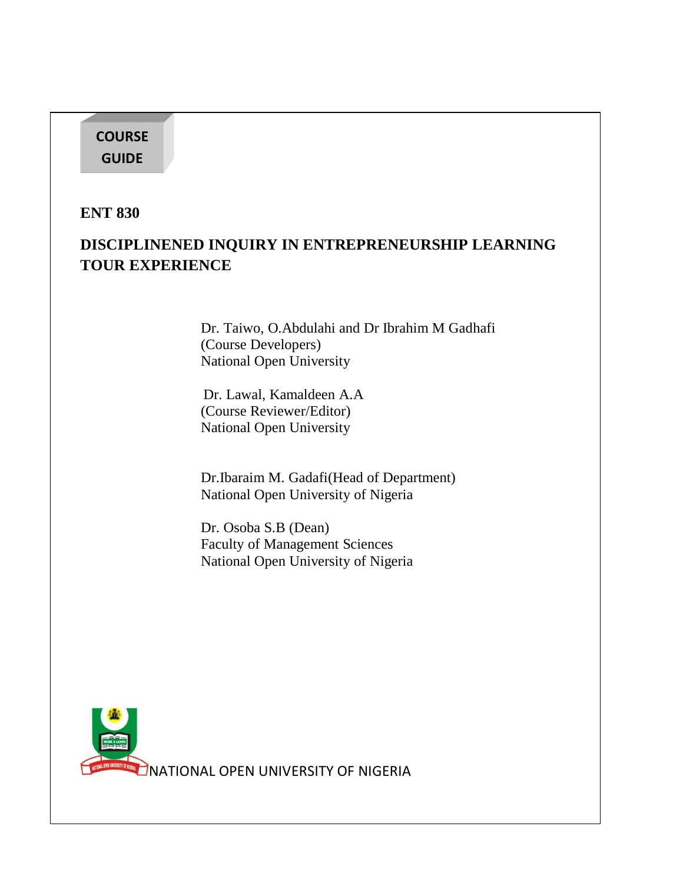**COURSE GUIDE**

# ENT 830

## DISCIPLINENED INQUIRY IN ENTREPRENEURSHIP LEARNING TOUR EXPERIENCE

Dr. Taiwo, O.Abdulahi and Dr Ibrahim M Gadhafi
(Course Developers)
National Open University

Dr. Lawal, Kamaldeen A.A
(Course Reviewer/Editor)
National Open University

Dr.Ibaraim M. Gadafi(Head of Department)
National Open University of Nigeria

Dr. Osoba S.B (Dean)
Faculty of Management Sciences
National Open University of Nigeria

NATIONAL OPEN UNIVERSITY OF NIGERIA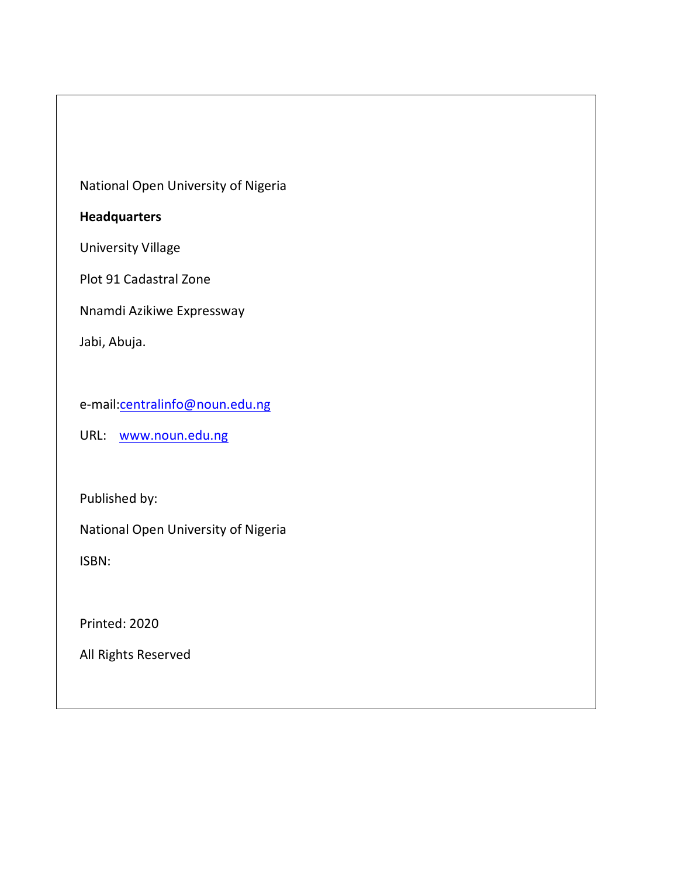National Open University of Nigeria

**Headquarters**

University Village

Plot 91 Cadastral Zone

Nnamdi Azikiwe Expressway

Jabi, Abuja.

e-mail: centralinfo@noun.edu.ng

URL: www.noun.edu.ng

Published by:

National Open University of Nigeria

ISBN:

Printed: 2020

All Rights Reserved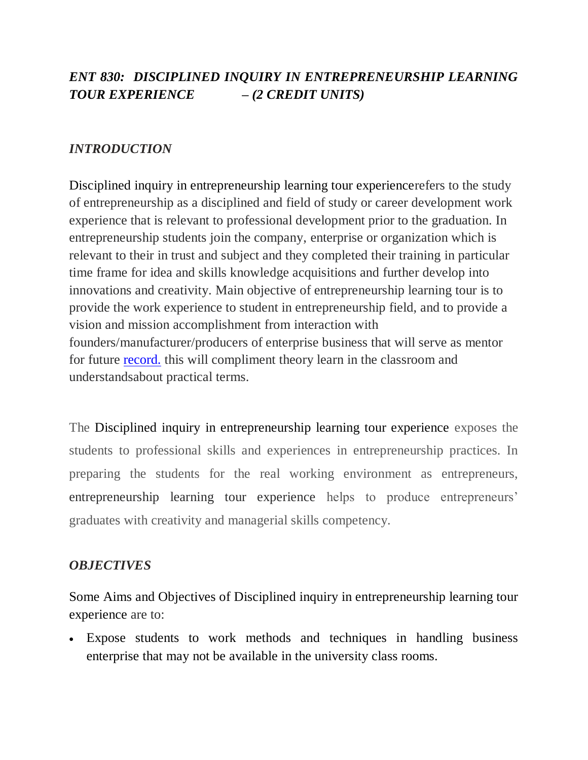## *ENT 830: DISCIPLINED INQUIRY IN ENTREPRENEURSHIP LEARNING TOUR EXPERIENCE – (2 CREDIT UNITS)*

### *INTRODUCTION*

Disciplined inquiry in entrepreneurship learning tour experiencerefers to the study of entrepreneurship as a disciplined and field of study or career development work experience that is relevant to professional development prior to the graduation. In entrepreneurship students join the company, enterprise or organization which is relevant to their in trust and subject and they completed their training in particular time frame for idea and skills knowledge acquisitions and further develop into innovations and creativity. Main objective of entrepreneurship learning tour is to provide the work experience to student in entrepreneurship field, and to provide a vision and mission accomplishment from interaction with founders/manufacturer/producers of enterprise business that will serve as mentor for future record. this will compliment theory learn in the classroom and understandsabout practical terms.

The Disciplined inquiry in entrepreneurship learning tour experience exposes the students to professional skills and experiences in entrepreneurship practices. In preparing the students for the real working environment as entrepreneurs, entrepreneurship learning tour experience helps to produce entrepreneurs' graduates with creativity and managerial skills competency.

### *OBJECTIVES*

Some Aims and Objectives of Disciplined inquiry in entrepreneurship learning tour experience are to:

- Expose students to work methods and techniques in handling business enterprise that may not be available in the university class rooms.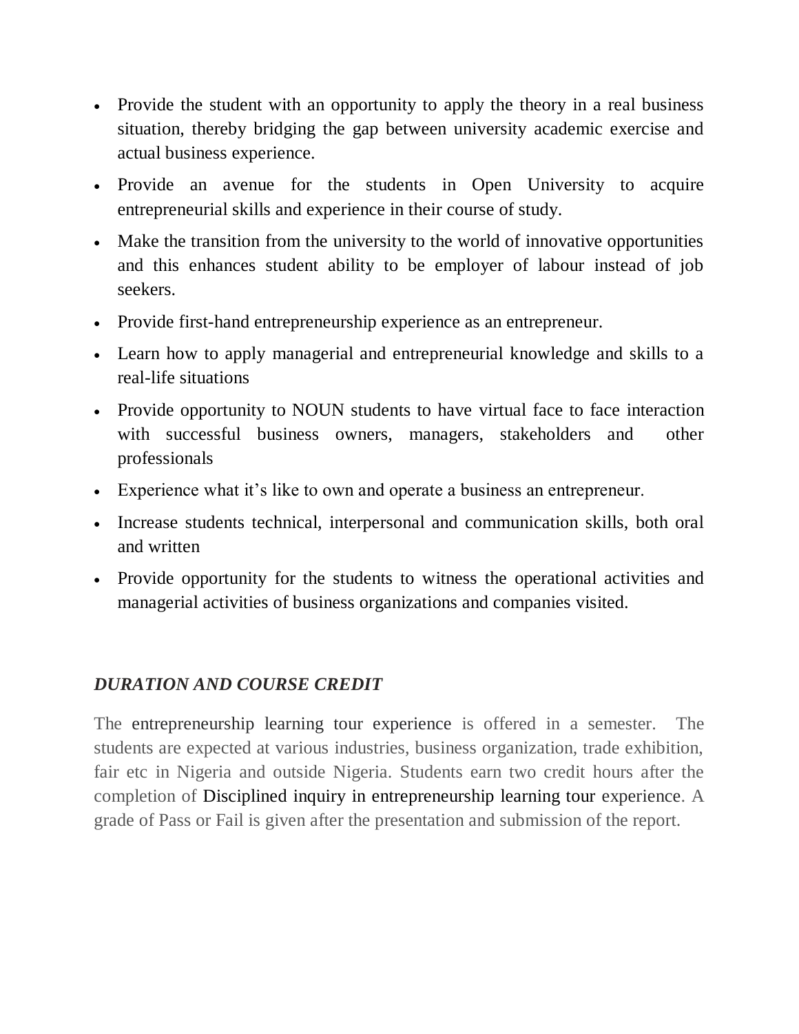- Provide the student with an opportunity to apply the theory in a real business situation, thereby bridging the gap between university academic exercise and actual business experience.
- Provide an avenue for the students in Open University to acquire entrepreneurial skills and experience in their course of study.
- Make the transition from the university to the world of innovative opportunities and this enhances student ability to be employer of labour instead of job seekers.
- Provide first-hand entrepreneurship experience as an entrepreneur.
- Learn how to apply managerial and entrepreneurial knowledge and skills to a real-life situations
- Provide opportunity to NOUN students to have virtual face to face interaction with successful business owners, managers, stakeholders and other professionals
- Experience what it's like to own and operate a business an entrepreneur.
- Increase students technical, interpersonal and communication skills, both oral and written
- Provide opportunity for the students to witness the operational activities and managerial activities of business organizations and companies visited.

### *DURATION AND COURSE CREDIT*

The entrepreneurship learning tour experience is offered in a semester. The students are expected at various industries, business organization, trade exhibition, fair etc in Nigeria and outside Nigeria. Students earn two credit hours after the completion of Disciplined inquiry in entrepreneurship learning tour experience. A grade of Pass or Fail is given after the presentation and submission of the report.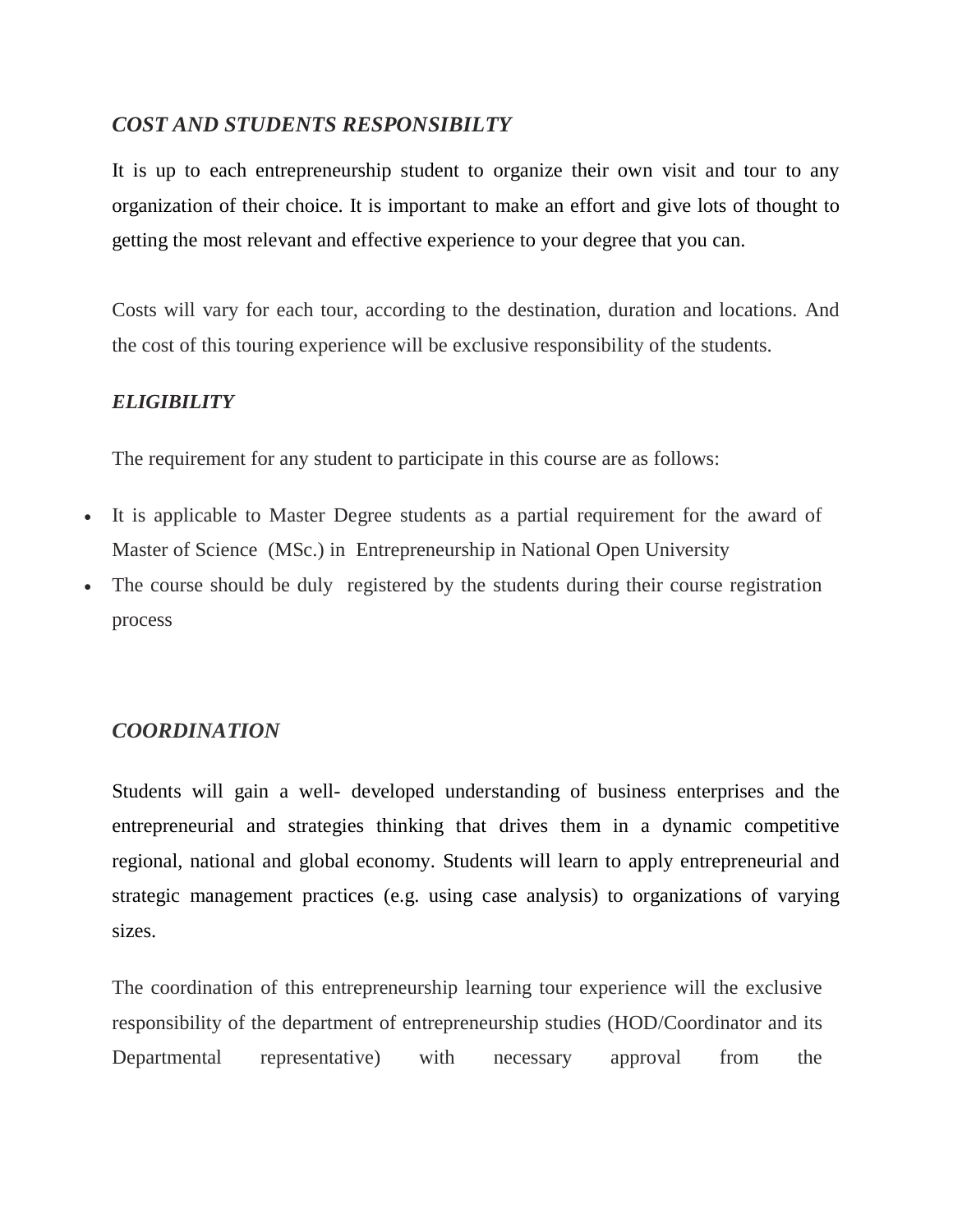***COST AND STUDENTS RESPONSIBILTY***

It is up to each entrepreneurship student to organize their own visit and tour to any organization of their choice. It is important to make an effort and give lots of thought to getting the most relevant and effective experience to your degree that you can.

Costs will vary for each tour, according to the destination, duration and locations. And the cost of this touring experience will be exclusive responsibility of the students.

***ELIGIBILITY***

The requirement for any student to participate in this course are as follows:

- It is applicable to Master Degree students as a partial requirement for the award of Master of Science (MSc.) in Entrepreneurship in National Open University
- The course should be duly registered by the students during their course registration process

***COORDINATION***

Students will gain a well- developed understanding of business enterprises and the entrepreneurial and strategies thinking that drives them in a dynamic competitive regional, national and global economy. Students will learn to apply entrepreneurial and strategic management practices (e.g. using case analysis) to organizations of varying sizes.

The coordination of this entrepreneurship learning tour experience will the exclusive responsibility of the department of entrepreneurship studies (HOD/Coordinator and its Departmental representative) with necessary approval from the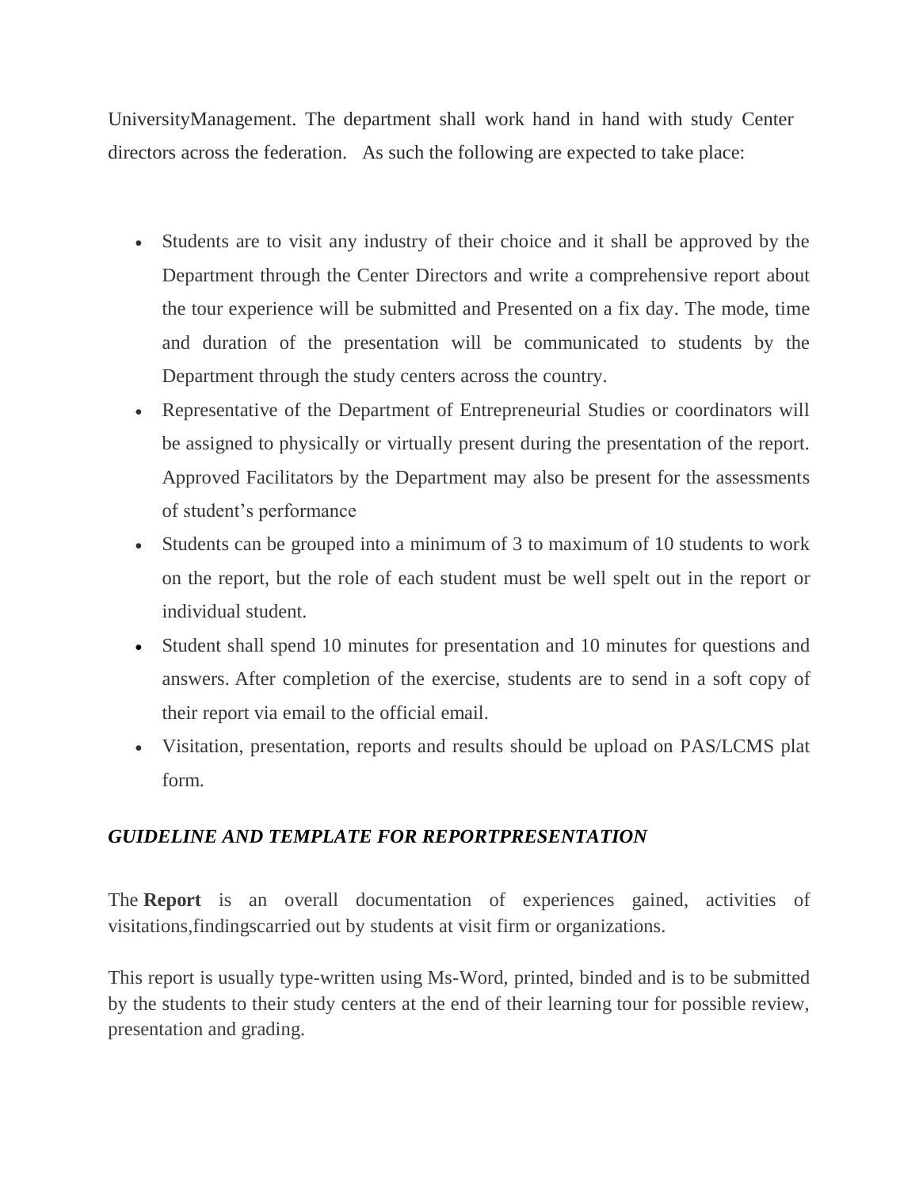UniversityManagement. The department shall work hand in hand with study Center directors across the federation. As such the following are expected to take place:

- Students are to visit any industry of their choice and it shall be approved by the Department through the Center Directors and write a comprehensive report about the tour experience will be submitted and Presented on a fix day. The mode, time and duration of the presentation will be communicated to students by the Department through the study centers across the country.
- Representative of the Department of Entrepreneurial Studies or coordinators will be assigned to physically or virtually present during the presentation of the report. Approved Facilitators by the Department may also be present for the assessments of student's performance
- Students can be grouped into a minimum of 3 to maximum of 10 students to work on the report, but the role of each student must be well spelt out in the report or individual student.
- Student shall spend 10 minutes for presentation and 10 minutes for questions and answers. After completion of the exercise, students are to send in a soft copy of their report via email to the official email.
- Visitation, presentation, reports and results should be upload on PAS/LCMS plat form.

***GUIDELINE AND TEMPLATE FOR REPORTPRESENTATION***

The **Report** is an overall documentation of experiences gained, activities of visitations,findingscarried out by students at visit firm or organizations.

This report is usually type-written using Ms-Word, printed, binded and is to be submitted by the students to their study centers at the end of their learning tour for possible review, presentation and grading.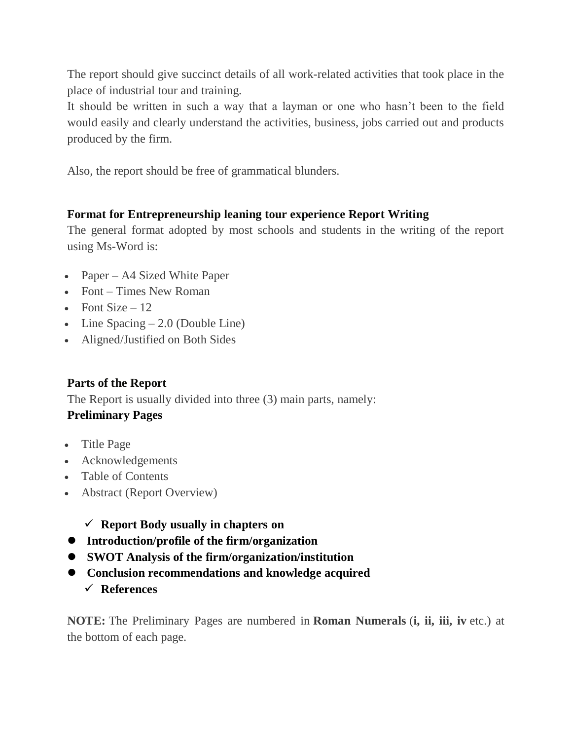The report should give succinct details of all work-related activities that took place in the place of industrial tour and training.

It should be written in such a way that a layman or one who hasn't been to the field would easily and clearly understand the activities, business, jobs carried out and products produced by the firm.

Also, the report should be free of grammatical blunders.

**Format for Entrepreneurship leaning tour experience Report Writing**

The general format adopted by most schools and students in the writing of the report using Ms-Word is:

- Paper – A4 Sized White Paper
- Font – Times New Roman
- Font Size – 12
- Line Spacing – 2.0 (Double Line)
- Aligned/Justified on Both Sides

**Parts of the Report**

The Report is usually divided into three (3) main parts, namely:

**Preliminary Pages**

- Title Page
- Acknowledgements
- Table of Contents
- Abstract (Report Overview)

- ✓ **Report Body usually in chapters on**
- **Introduction/profile of the firm/organization**
- **SWOT Analysis of the firm/organization/institution**
- **Conclusion recommendations and knowledge acquired**
- ✓ **References**

**NOTE:** The Preliminary Pages are numbered in **Roman Numerals** (**i, ii, iii, iv** etc.) at the bottom of each page.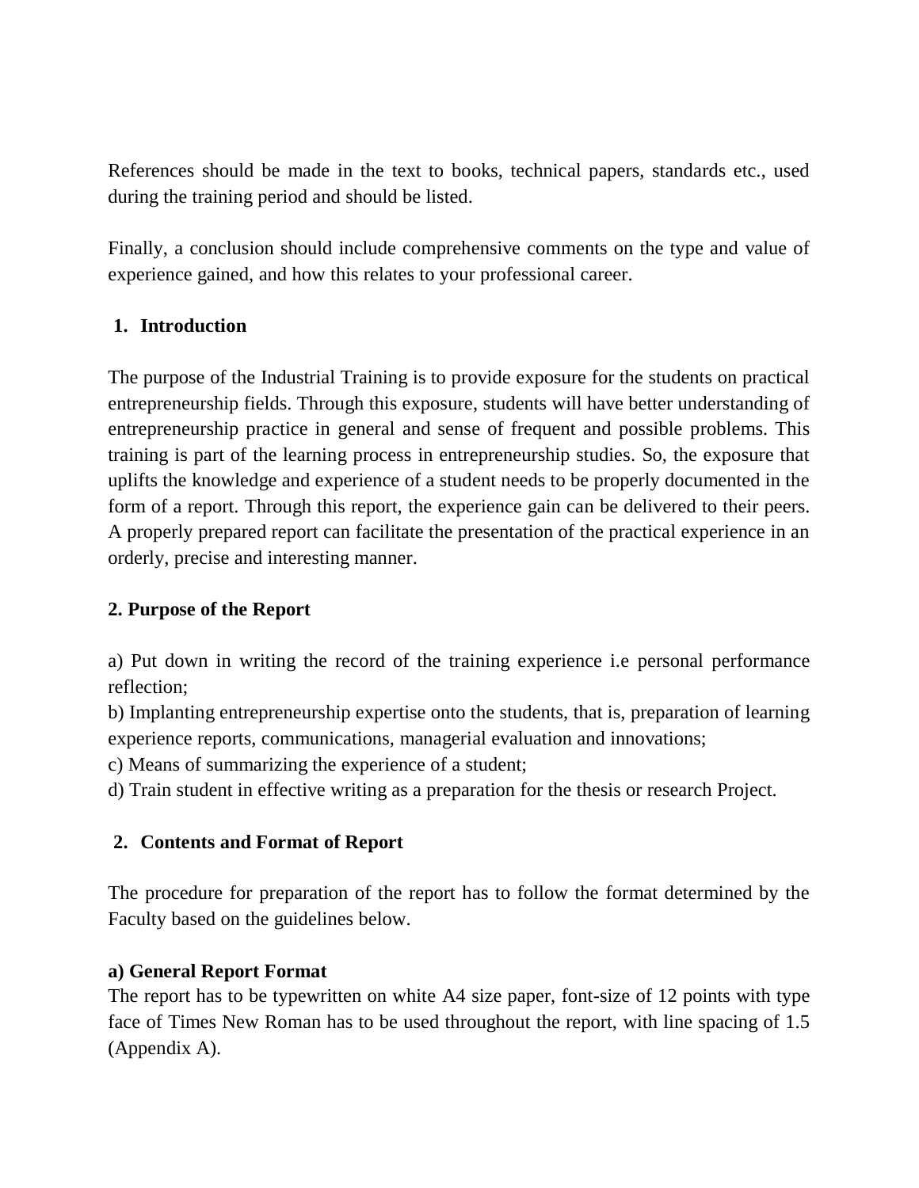References should be made in the text to books, technical papers, standards etc., used during the training period and should be listed.

Finally, a conclusion should include comprehensive comments on the type and value of experience gained, and how this relates to your professional career.

## 1. Introduction

The purpose of the Industrial Training is to provide exposure for the students on practical entrepreneurship fields. Through this exposure, students will have better understanding of entrepreneurship practice in general and sense of frequent and possible problems. This training is part of the learning process in entrepreneurship studies. So, the exposure that uplifts the knowledge and experience of a student needs to be properly documented in the form of a report. Through this report, the experience gain can be delivered to their peers. A properly prepared report can facilitate the presentation of the practical experience in an orderly, precise and interesting manner.

## 2. Purpose of the Report

a) Put down in writing the record of the training experience i.e personal performance reflection;
b) Implanting entrepreneurship expertise onto the students, that is, preparation of learning experience reports, communications, managerial evaluation and innovations;
c) Means of summarizing the experience of a student;
d) Train student in effective writing as a preparation for the thesis or research Project.

## 2. Contents and Format of Report

The procedure for preparation of the report has to follow the format determined by the Faculty based on the guidelines below.

**a) General Report Format**
The report has to be typewritten on white A4 size paper, font-size of 12 points with type face of Times New Roman has to be used throughout the report, with line spacing of 1.5 (Appendix A).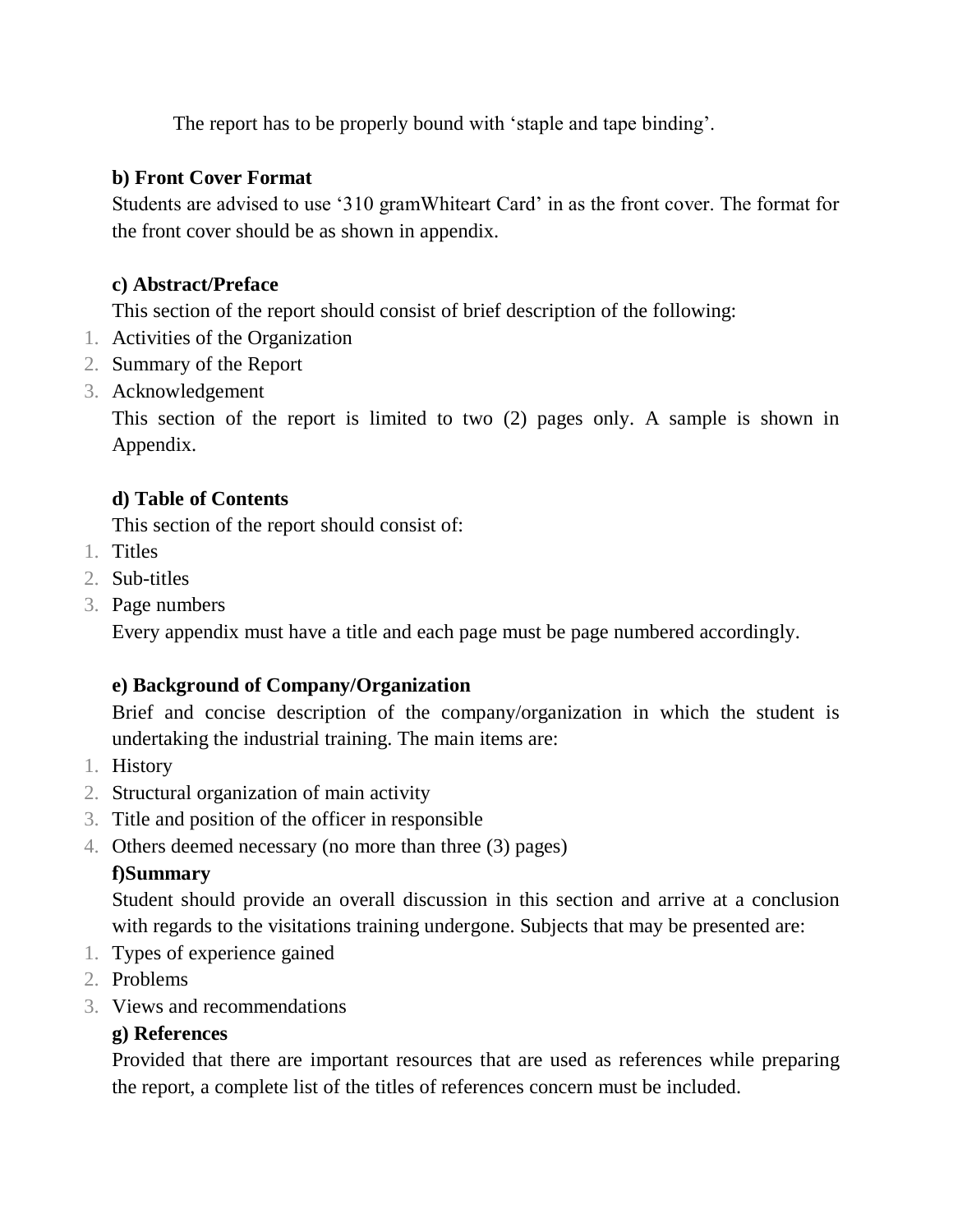The report has to be properly bound with 'staple and tape binding'.

**b) Front Cover Format**

Students are advised to use '310 gramWhiteart Card' in as the front cover. The format for the front cover should be as shown in appendix.

**c) Abstract/Preface**

This section of the report should consist of brief description of the following:

1. Activities of the Organization
2. Summary of the Report
3. Acknowledgement

This section of the report is limited to two (2) pages only. A sample is shown in Appendix.

**d) Table of Contents**

This section of the report should consist of:

1. Titles
2. Sub-titles
3. Page numbers

Every appendix must have a title and each page must be page numbered accordingly.

**e) Background of Company/Organization**

Brief and concise description of the company/organization in which the student is undertaking the industrial training. The main items are:

1. History
2. Structural organization of main activity
3. Title and position of the officer in responsible
4. Others deemed necessary (no more than three (3) pages)

**f)Summary**

Student should provide an overall discussion in this section and arrive at a conclusion with regards to the visitations training undergone. Subjects that may be presented are:

1. Types of experience gained
2. Problems
3. Views and recommendations

**g) References**

Provided that there are important resources that are used as references while preparing the report, a complete list of the titles of references concern must be included.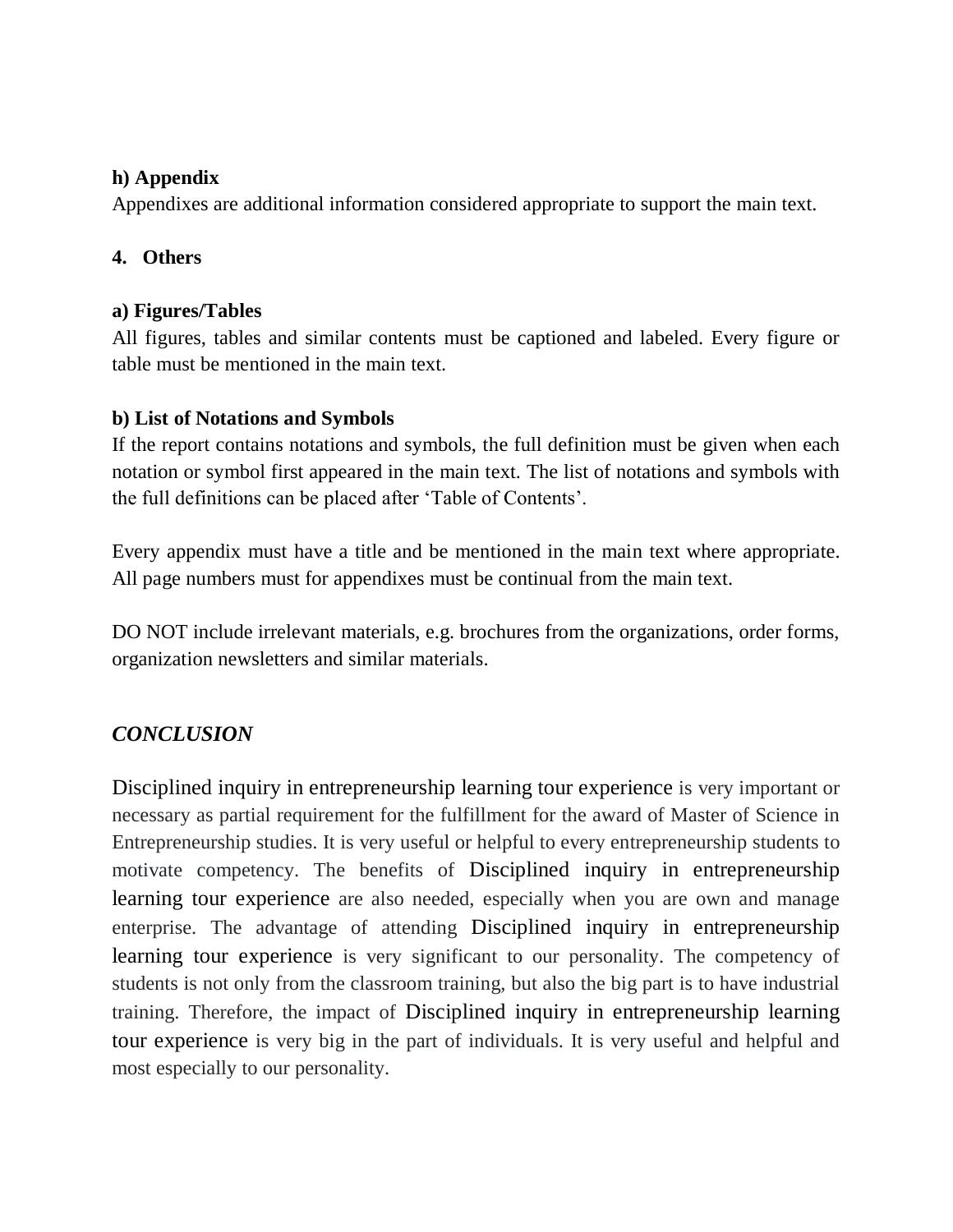**h) Appendix**

Appendixes are additional information considered appropriate to support the main text.

**4. Others**

**a) Figures/Tables**

All figures, tables and similar contents must be captioned and labeled. Every figure or table must be mentioned in the main text.

**b) List of Notations and Symbols**

If the report contains notations and symbols, the full definition must be given when each notation or symbol first appeared in the main text. The list of notations and symbols with the full definitions can be placed after 'Table of Contents'.

Every appendix must have a title and be mentioned in the main text where appropriate. All page numbers must for appendixes must be continual from the main text.

DO NOT include irrelevant materials, e.g. brochures from the organizations, order forms, organization newsletters and similar materials.

## *CONCLUSION*

Disciplined inquiry in entrepreneurship learning tour experience is very important or necessary as partial requirement for the fulfillment for the award of Master of Science in Entrepreneurship studies. It is very useful or helpful to every entrepreneurship students to motivate competency. The benefits of Disciplined inquiry in entrepreneurship learning tour experience are also needed, especially when you are own and manage enterprise. The advantage of attending Disciplined inquiry in entrepreneurship learning tour experience is very significant to our personality. The competency of students is not only from the classroom training, but also the big part is to have industrial training. Therefore, the impact of Disciplined inquiry in entrepreneurship learning tour experience is very big in the part of individuals. It is very useful and helpful and most especially to our personality.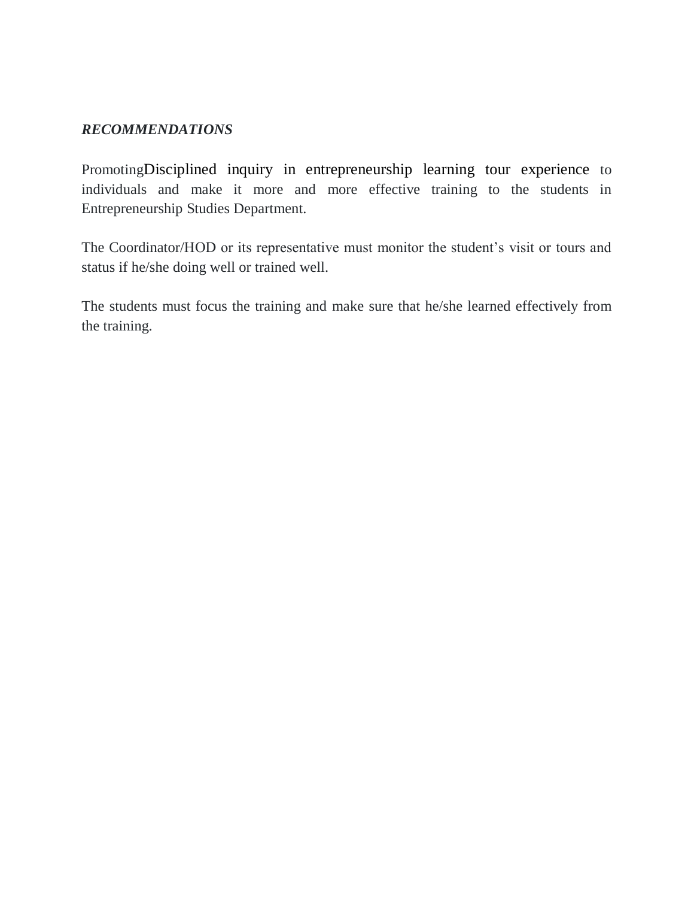***RECOMMENDATIONS***

PromotingDisciplined inquiry in entrepreneurship learning tour experience to individuals and make it more and more effective training to the students in Entrepreneurship Studies Department.

The Coordinator/HOD or its representative must monitor the student's visit or tours and status if he/she doing well or trained well.

The students must focus the training and make sure that he/she learned effectively from the training.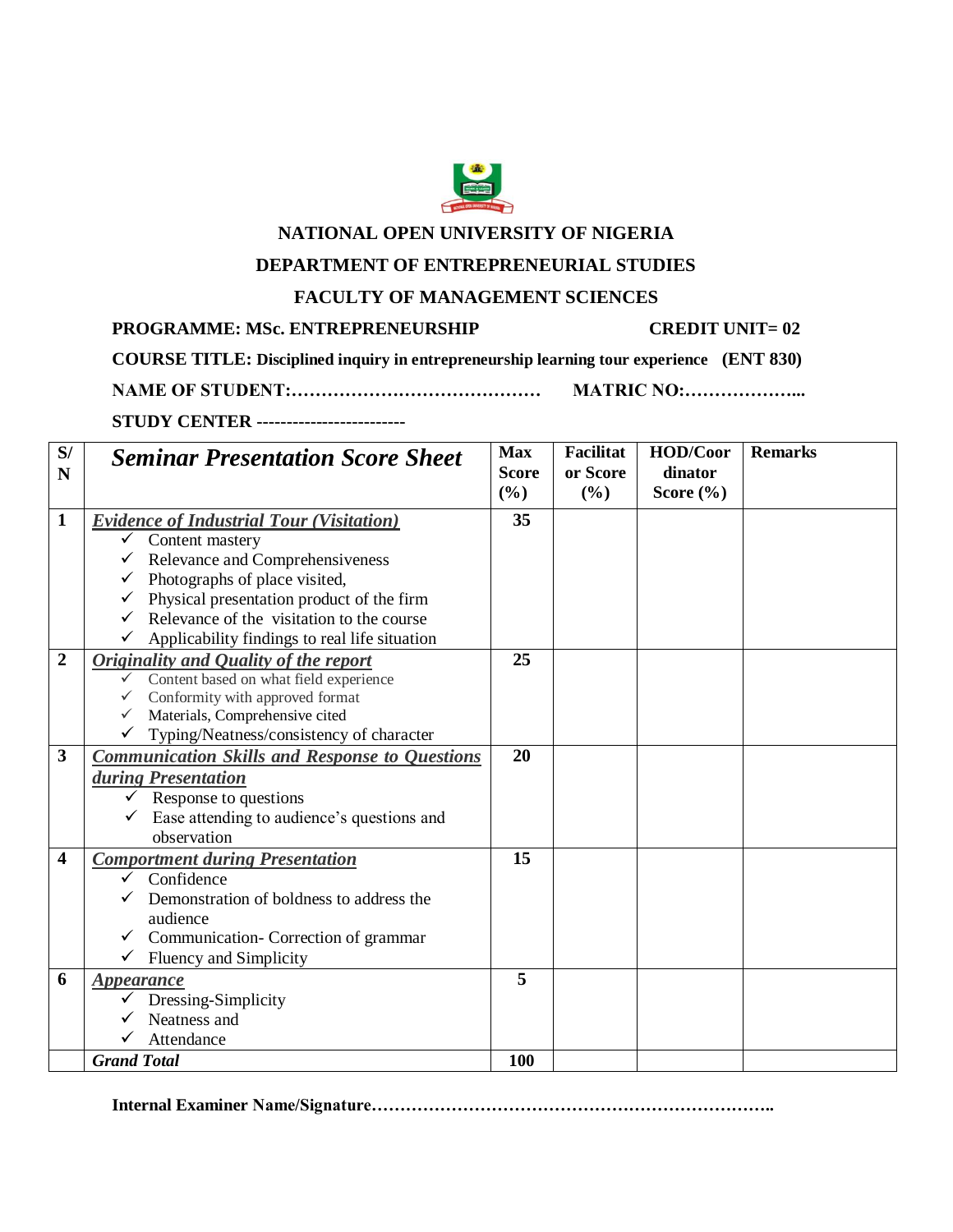**NATIONAL OPEN UNIVERSITY OF NIGERIA**

**DEPARTMENT OF ENTREPRENEURIAL STUDIES**

**FACULTY OF MANAGEMENT SCIENCES**

**PROGRAMME: MSc. ENTREPRENEURSHIP** **CREDIT UNIT= 02**

**COURSE TITLE: Disciplined inquiry in entrepreneurship learning tour experience (ENT 830)**

**NAME OF STUDENT:……………………………………** **MATRIC NO:………………...**

**STUDY CENTER ------------------------**

| S/N | *Seminar Presentation Score Sheet* | Max Score (%) | Facilitator Score (%) | HOD/Coordinator Score (%) | Remarks |
|---|---|---|---|---|---|
| 1 | ***Evidence of Industrial Tour (Visitation)***<br>✓ Content mastery<br>✓ Relevance and Comprehensiveness<br>✓ Photographs of place visited,<br>✓ Physical presentation product of the firm<br>✓ Relevance of the visitation to the course<br>✓ Applicability findings to real life situation | 35 | | | |
| 2 | ***Originality and Quality of the report***<br>✓ Content based on what field experience<br>✓ Conformity with approved format<br>✓ Materials, Comprehensive cited<br>✓ Typing/Neatness/consistency of character | 25 | | | |
| 3 | ***Communication Skills and Response to Questions during Presentation***<br>✓ Response to questions<br>✓ Ease attending to audience's questions and observation | 20 | | | |
| 4 | ***Comportment during Presentation***<br>✓ Confidence<br>✓ Demonstration of boldness to address the audience<br>✓ Communication- Correction of grammar<br>✓ Fluency and Simplicity | 15 | | | |
| 6 | ***Appearance***<br>✓ Dressing-Simplicity<br>✓ Neatness and<br>✓ Attendance | 5 | | | |
| | ***Grand Total*** | 100 | | | |

**Internal Examiner Name/Signature…………………………………………………………..**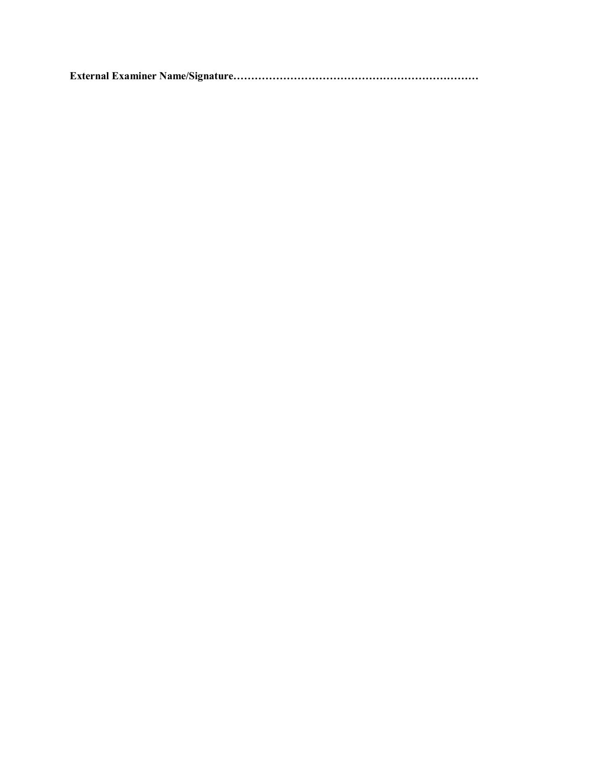**External Examiner Name/Signature……………………………………………………………**